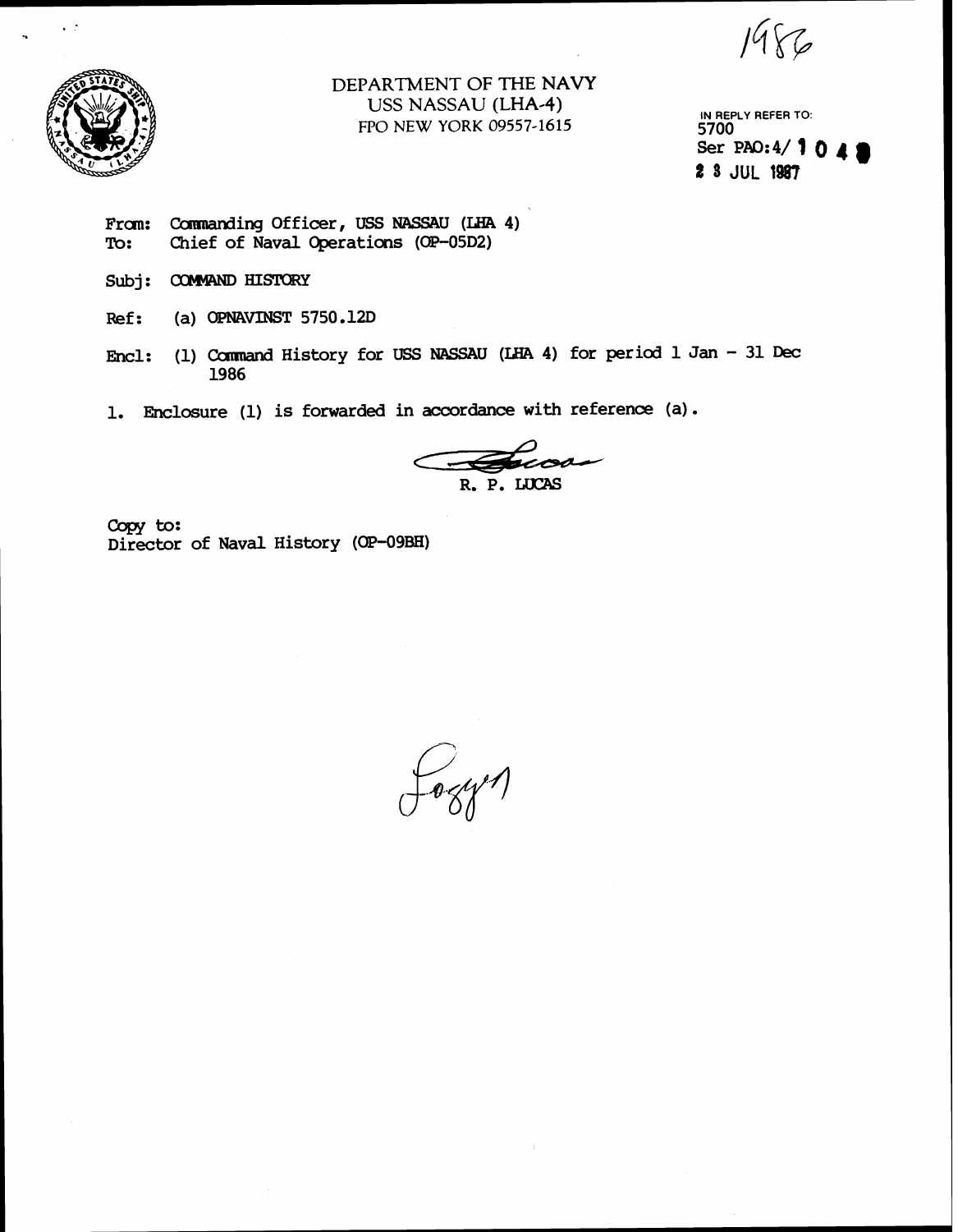1986

DEPARTMENT OF THE NAVY
USS NASSAU (LHA-4)
FPO NEW YORK 09557-1615

IN REPLY REFER TO:
5700
Ser PAO:4/ 1 0 4
2 3 JUL 1987

From: Commanding Officer, USS NASSAU (LHA 4)
To: Chief of Naval Operations (OP-05D2)

Subj: COMMAND HISTORY

Ref: (a) OPNAVINST 5750.12D

Encl: (1) Command History for USS NASSAU (LHA 4) for period 1 Jan - 31 Dec 1986

1. Enclosure (1) is forwarded in accordance with reference (a).

R. P. LUCAS

Copy to:
Director of Naval History (OP-09BH)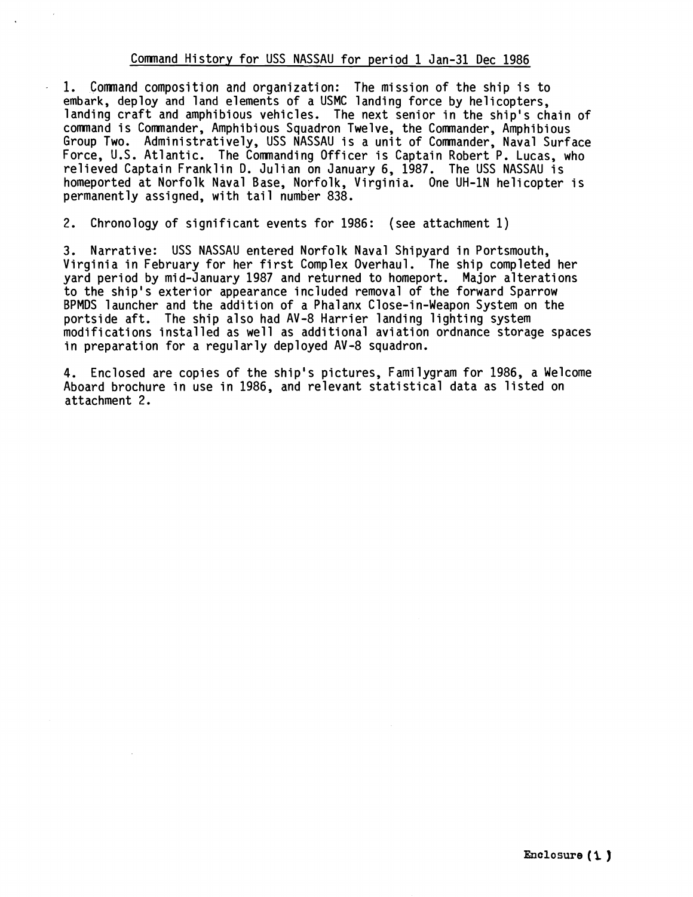## Command History for USS NASSAU for period 1 Jan-31 Dec 1986

1. Command composition and organization: The mission of the ship is to embark, deploy and land elements of a USMC landing force by helicopters, landing craft and amphibious vehicles. The next senior in the ship's chain of command is Commander, Amphibious Squadron Twelve, the Commander, Amphibious Group Two. Administratively, USS NASSAU is a unit of Commander, Naval Surface Force, U.S. Atlantic. The Commanding Officer is Captain Robert P. Lucas, who relieved Captain Franklin D. Julian on January 6, 1987. The USS NASSAU is homeported at Norfolk Naval Base, Norfolk, Virginia. One UH-1N helicopter is permanently assigned, with tail number 838.

2. Chronology of significant events for 1986: (see attachment 1)

3. Narrative: USS NASSAU entered Norfolk Naval Shipyard in Portsmouth, Virginia in February for her first Complex Overhaul. The ship completed her yard period by mid-January 1987 and returned to homeport. Major alterations to the ship's exterior appearance included removal of the forward Sparrow BPMDS launcher and the addition of a Phalanx Close-in-Weapon System on the portside aft. The ship also had AV-8 Harrier landing lighting system modifications installed as well as additional aviation ordnance storage spaces in preparation for a regularly deployed AV-8 squadron.

4. Enclosed are copies of the ship's pictures, Familygram for 1986, a Welcome Aboard brochure in use in 1986, and relevant statistical data as listed on attachment 2.

**Enclosure (1)**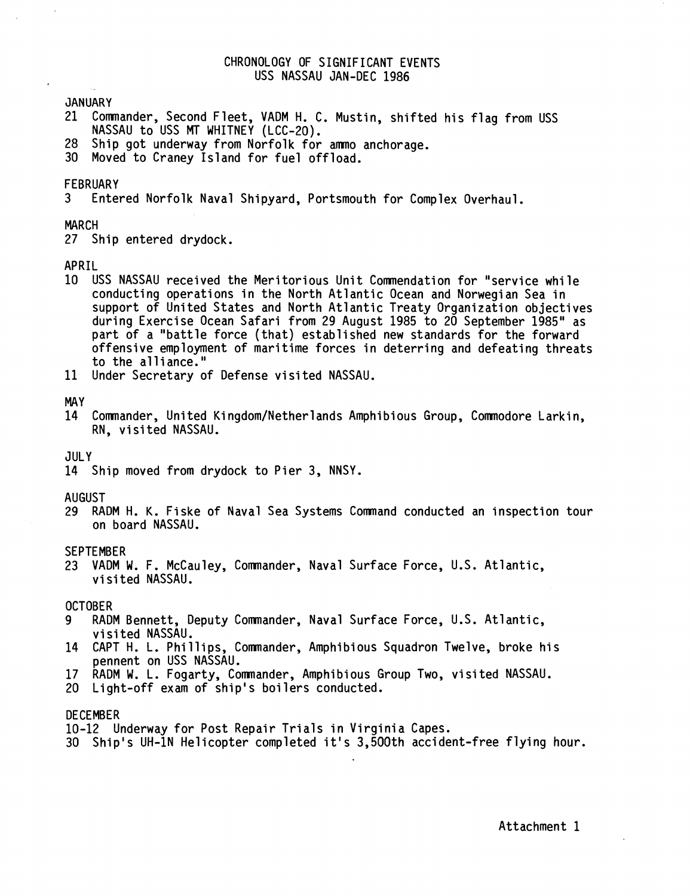# CHRONOLOGY OF SIGNIFICANT EVENTS
## USS NASSAU JAN-DEC 1986

JANUARY

21 Commander, Second Fleet, VADM H. C. Mustin, shifted his flag from USS NASSAU to USS MT WHITNEY (LCC-20).

28 Ship got underway from Norfolk for ammo anchorage.

30 Moved to Craney Island for fuel offload.

FEBRUARY

3 Entered Norfolk Naval Shipyard, Portsmouth for Complex Overhaul.

MARCH

27 Ship entered drydock.

APRIL

10 USS NASSAU received the Meritorious Unit Commendation for "service while conducting operations in the North Atlantic Ocean and Norwegian Sea in support of United States and North Atlantic Treaty Organization objectives during Exercise Ocean Safari from 29 August 1985 to 20 September 1985" as part of a "battle force (that) established new standards for the forward offensive employment of maritime forces in deterring and defeating threats to the alliance."

11 Under Secretary of Defense visited NASSAU.

MAY

14 Commander, United Kingdom/Netherlands Amphibious Group, Commodore Larkin, RN, visited NASSAU.

JULY

14 Ship moved from drydock to Pier 3, NNSY.

AUGUST

29 RADM H. K. Fiske of Naval Sea Systems Command conducted an inspection tour on board NASSAU.

SEPTEMBER

23 VADM W. F. McCauley, Commander, Naval Surface Force, U.S. Atlantic, visited NASSAU.

OCTOBER

9 RADM Bennett, Deputy Commander, Naval Surface Force, U.S. Atlantic, visited NASSAU.

14 CAPT H. L. Phillips, Commander, Amphibious Squadron Twelve, broke his pennent on USS NASSAU.

17 RADM W. L. Fogarty, Commander, Amphibious Group Two, visited NASSAU.

20 Light-off exam of ship's boilers conducted.

DECEMBER

10-12 Underway for Post Repair Trials in Virginia Capes.

30 Ship's UH-1N Helicopter completed it's 3,500th accident-free flying hour.

Attachment 1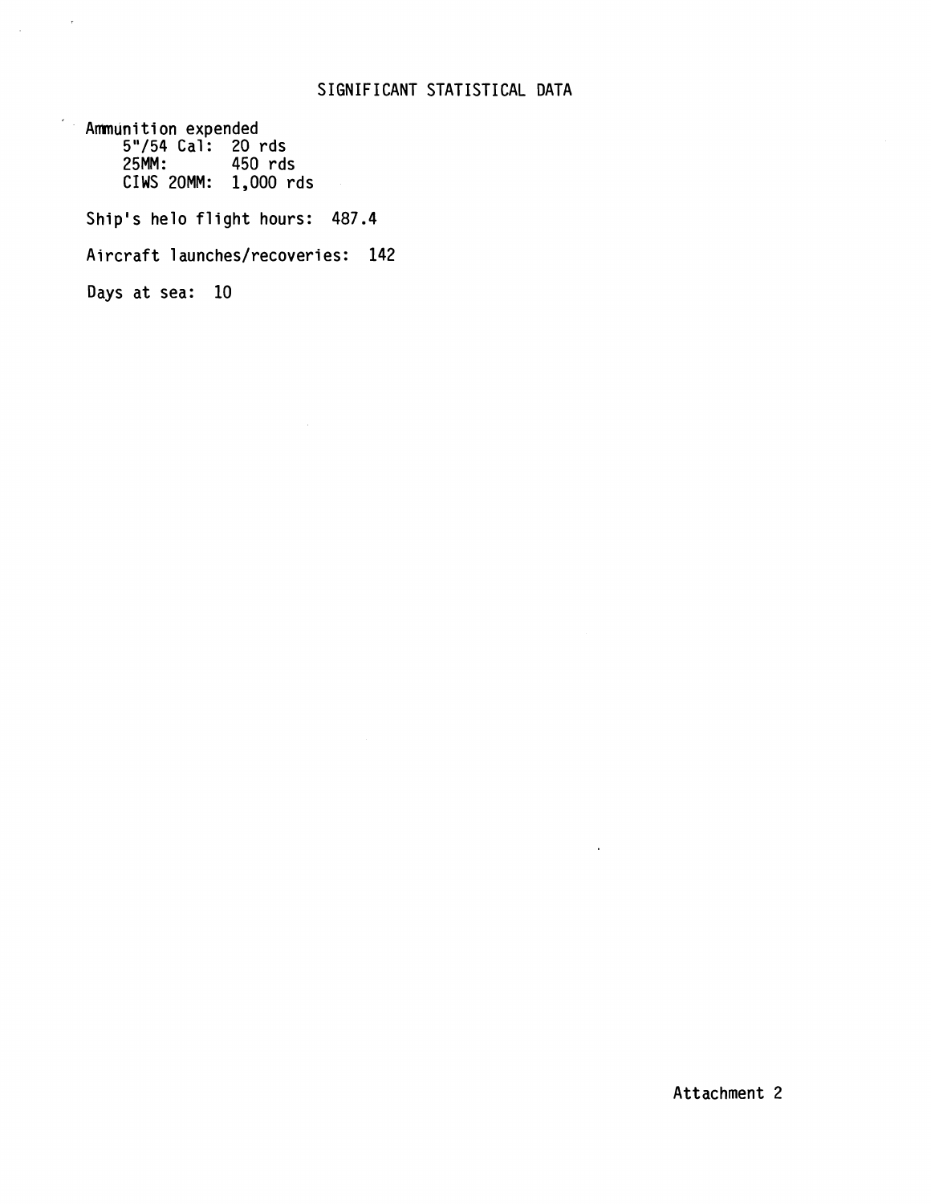# SIGNIFICANT STATISTICAL DATA

Ammunition expended
- 5"/54 Cal: 20 rds
- 25MM: 450 rds
- CIWS 20MM: 1,000 rds

Ship's helo flight hours: 487.4

Aircraft launches/recoveries: 142

Days at sea: 10

Attachment 2